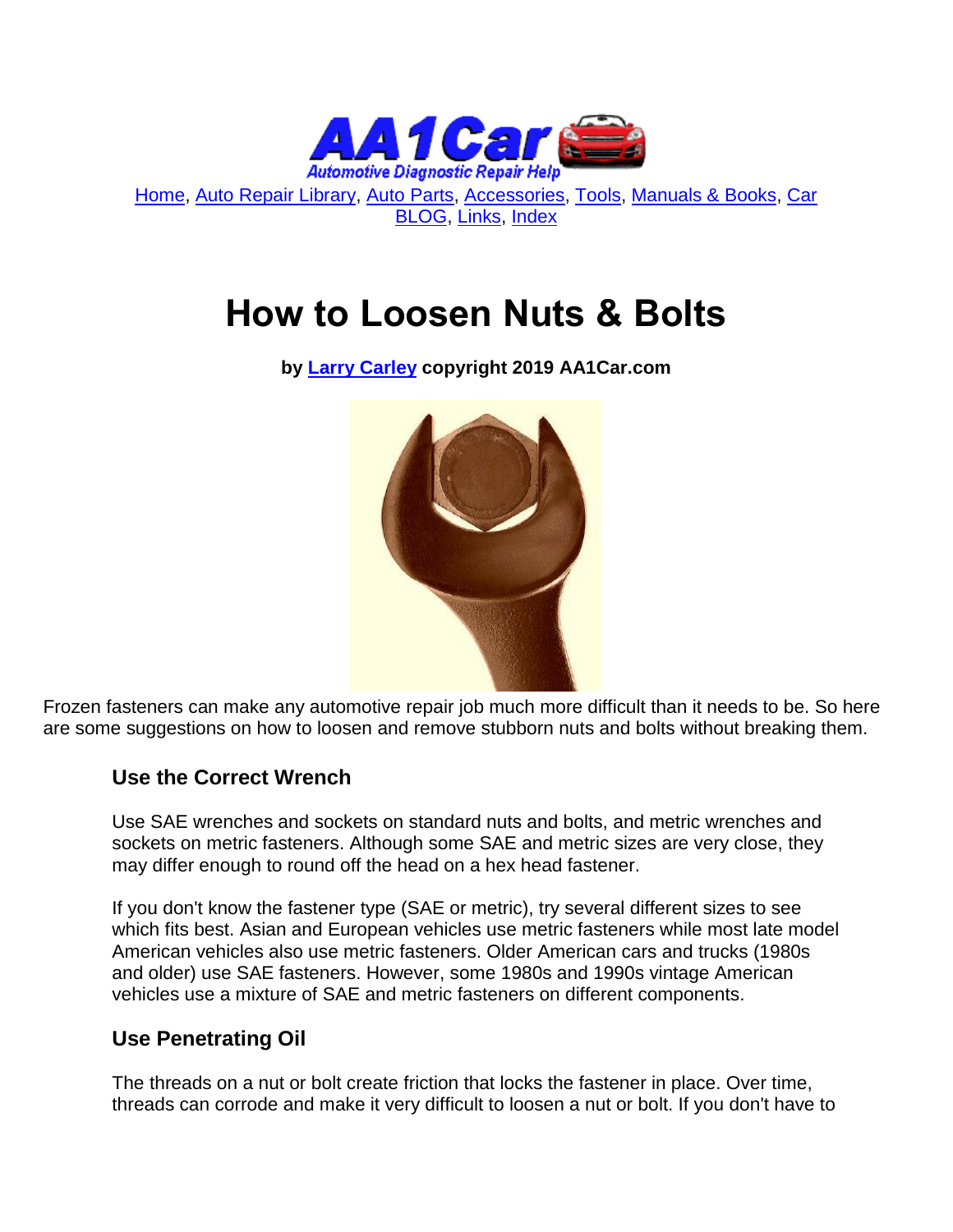Home, Auto Repair Library, Auto Parts, Accessories, Tools, Manuals & Books, Car BLOG, Links, Index

# How to Loosen Nuts & Bolts

**by Larry Carley copyright 2019 AA1Car.com**

Frozen fasteners can make any automotive repair job much more difficult than it needs to be. So here are some suggestions on how to loosen and remove stubborn nuts and bolts without breaking them.

## Use the Correct Wrench

Use SAE wrenches and sockets on standard nuts and bolts, and metric wrenches and sockets on metric fasteners. Although some SAE and metric sizes are very close, they may differ enough to round off the head on a hex head fastener.

If you don't know the fastener type (SAE or metric), try several different sizes to see which fits best. Asian and European vehicles use metric fasteners while most late model American vehicles also use metric fasteners. Older American cars and trucks (1980s and older) use SAE fasteners. However, some 1980s and 1990s vintage American vehicles use a mixture of SAE and metric fasteners on different components.

## Use Penetrating Oil

The threads on a nut or bolt create friction that locks the fastener in place. Over time, threads can corrode and make it very difficult to loosen a nut or bolt. If you don't have to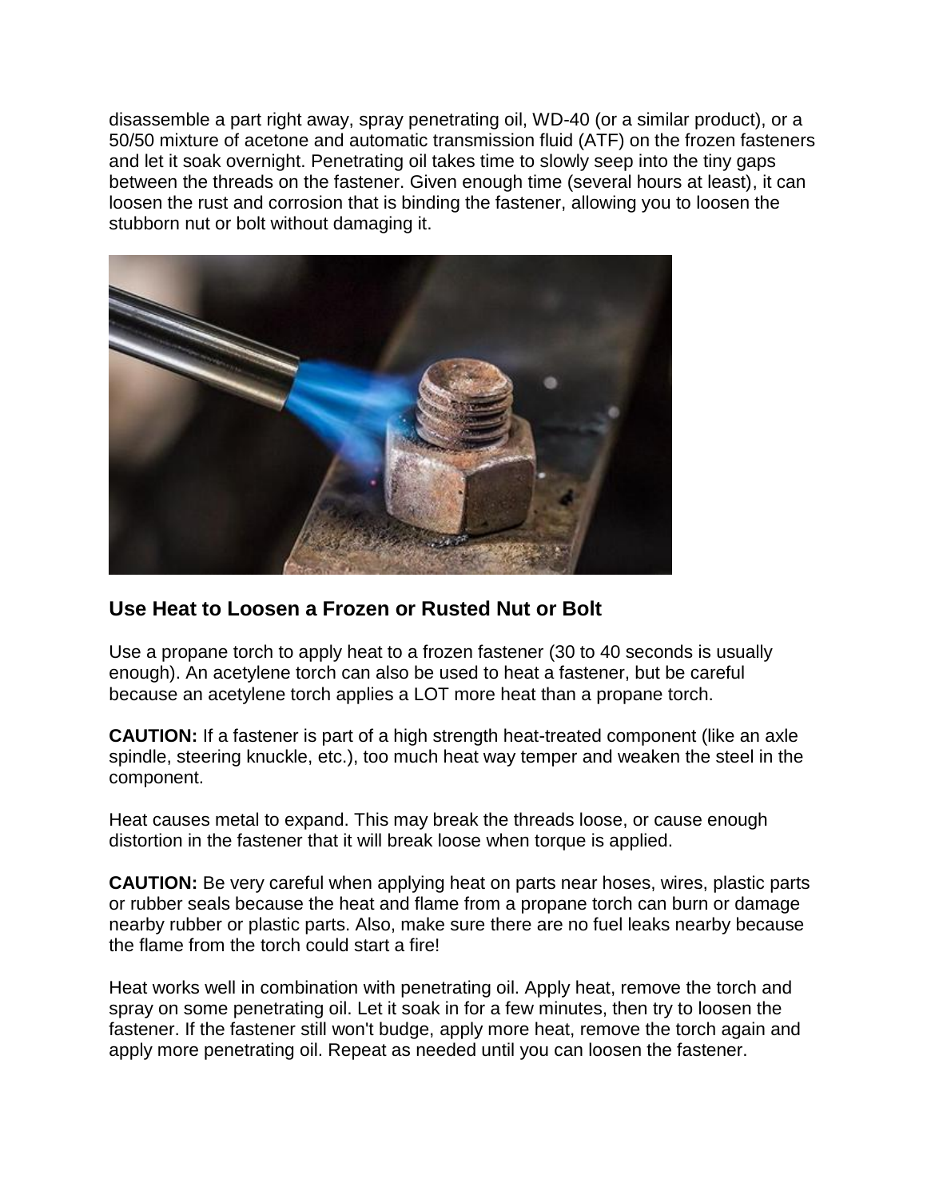disassemble a part right away, spray penetrating oil, WD-40 (or a similar product), or a 50/50 mixture of acetone and automatic transmission fluid (ATF) on the frozen fasteners and let it soak overnight. Penetrating oil takes time to slowly seep into the tiny gaps between the threads on the fastener. Given enough time (several hours at least), it can loosen the rust and corrosion that is binding the fastener, allowing you to loosen the stubborn nut or bolt without damaging it.

## Use Heat to Loosen a Frozen or Rusted Nut or Bolt

Use a propane torch to apply heat to a frozen fastener (30 to 40 seconds is usually enough). An acetylene torch can also be used to heat a fastener, but be careful because an acetylene torch applies a LOT more heat than a propane torch.

**CAUTION:** If a fastener is part of a high strength heat-treated component (like an axle spindle, steering knuckle, etc.), too much heat way temper and weaken the steel in the component.

Heat causes metal to expand. This may break the threads loose, or cause enough distortion in the fastener that it will break loose when torque is applied.

**CAUTION:** Be very careful when applying heat on parts near hoses, wires, plastic parts or rubber seals because the heat and flame from a propane torch can burn or damage nearby rubber or plastic parts. Also, make sure there are no fuel leaks nearby because the flame from the torch could start a fire!

Heat works well in combination with penetrating oil. Apply heat, remove the torch and spray on some penetrating oil. Let it soak in for a few minutes, then try to loosen the fastener. If the fastener still won't budge, apply more heat, remove the torch again and apply more penetrating oil. Repeat as needed until you can loosen the fastener.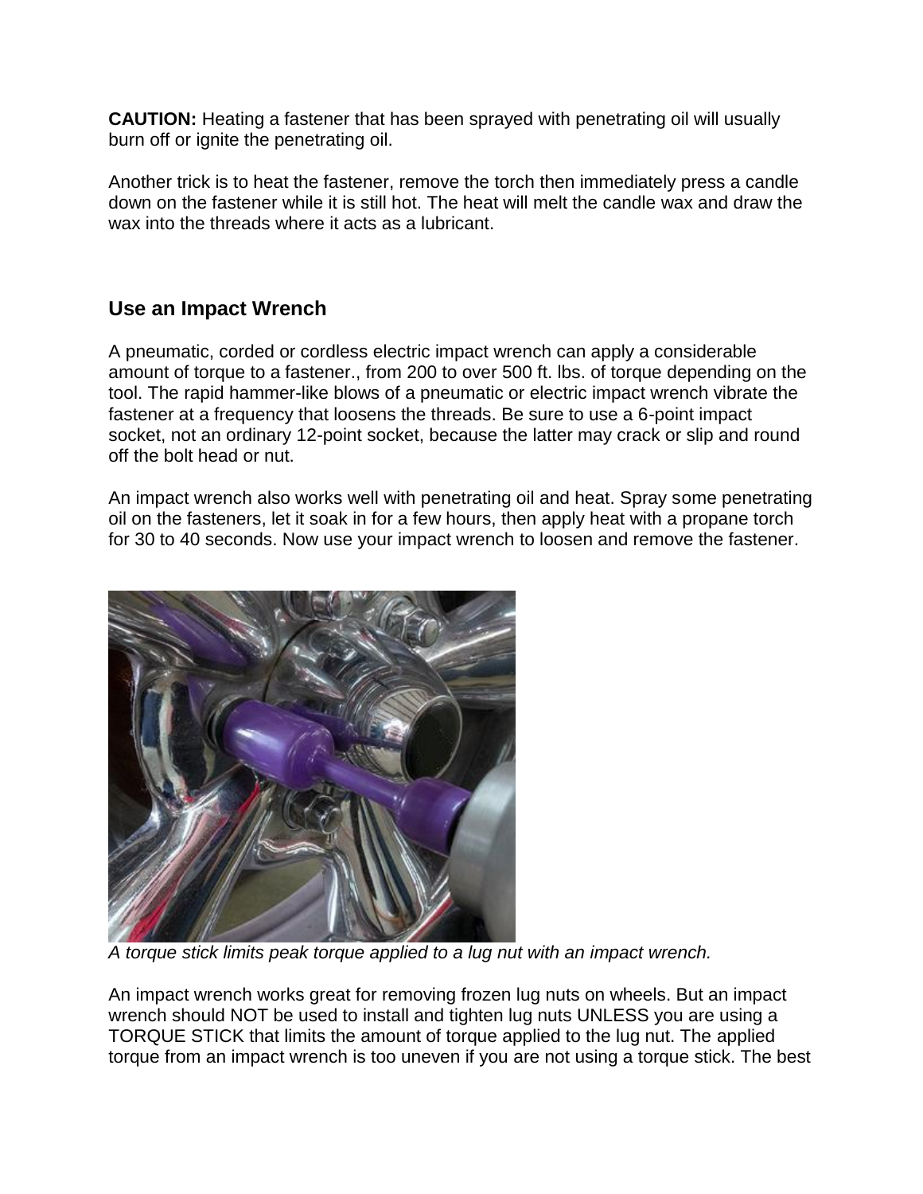**CAUTION:** Heating a fastener that has been sprayed with penetrating oil will usually burn off or ignite the penetrating oil.

Another trick is to heat the fastener, remove the torch then immediately press a candle down on the fastener while it is still hot. The heat will melt the candle wax and draw the wax into the threads where it acts as a lubricant.

## Use an Impact Wrench

A pneumatic, corded or cordless electric impact wrench can apply a considerable amount of torque to a fastener., from 200 to over 500 ft. lbs. of torque depending on the tool. The rapid hammer-like blows of a pneumatic or electric impact wrench vibrate the fastener at a frequency that loosens the threads. Be sure to use a 6-point impact socket, not an ordinary 12-point socket, because the latter may crack or slip and round off the bolt head or nut.

An impact wrench also works well with penetrating oil and heat. Spray some penetrating oil on the fasteners, let it soak in for a few hours, then apply heat with a propane torch for 30 to 40 seconds. Now use your impact wrench to loosen and remove the fastener.

*A torque stick limits peak torque applied to a lug nut with an impact wrench.*

An impact wrench works great for removing frozen lug nuts on wheels. But an impact wrench should NOT be used to install and tighten lug nuts UNLESS you are using a TORQUE STICK that limits the amount of torque applied to the lug nut. The applied torque from an impact wrench is too uneven if you are not using a torque stick. The best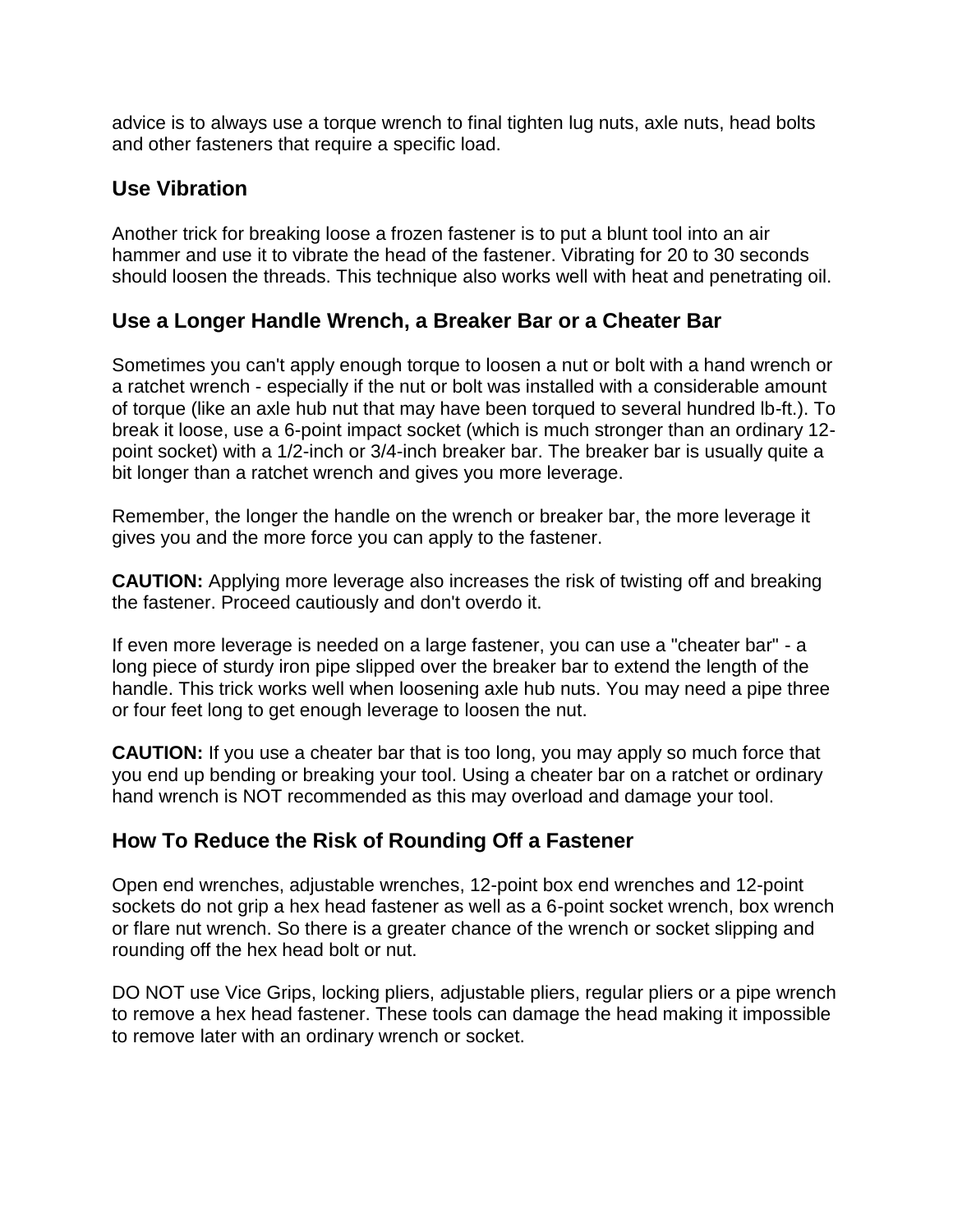advice is to always use a torque wrench to final tighten lug nuts, axle nuts, head bolts and other fasteners that require a specific load.

## Use Vibration

Another trick for breaking loose a frozen fastener is to put a blunt tool into an air hammer and use it to vibrate the head of the fastener. Vibrating for 20 to 30 seconds should loosen the threads. This technique also works well with heat and penetrating oil.

## Use a Longer Handle Wrench, a Breaker Bar or a Cheater Bar

Sometimes you can't apply enough torque to loosen a nut or bolt with a hand wrench or a ratchet wrench - especially if the nut or bolt was installed with a considerable amount of torque (like an axle hub nut that may have been torqued to several hundred lb-ft.). To break it loose, use a 6-point impact socket (which is much stronger than an ordinary 12-point socket) with a 1/2-inch or 3/4-inch breaker bar. The breaker bar is usually quite a bit longer than a ratchet wrench and gives you more leverage.

Remember, the longer the handle on the wrench or breaker bar, the more leverage it gives you and the more force you can apply to the fastener.

**CAUTION:** Applying more leverage also increases the risk of twisting off and breaking the fastener. Proceed cautiously and don't overdo it.

If even more leverage is needed on a large fastener, you can use a "cheater bar" - a long piece of sturdy iron pipe slipped over the breaker bar to extend the length of the handle. This trick works well when loosening axle hub nuts. You may need a pipe three or four feet long to get enough leverage to loosen the nut.

**CAUTION:** If you use a cheater bar that is too long, you may apply so much force that you end up bending or breaking your tool. Using a cheater bar on a ratchet or ordinary hand wrench is NOT recommended as this may overload and damage your tool.

## How To Reduce the Risk of Rounding Off a Fastener

Open end wrenches, adjustable wrenches, 12-point box end wrenches and 12-point sockets do not grip a hex head fastener as well as a 6-point socket wrench, box wrench or flare nut wrench. So there is a greater chance of the wrench or socket slipping and rounding off the hex head bolt or nut.

DO NOT use Vice Grips, locking pliers, adjustable pliers, regular pliers or a pipe wrench to remove a hex head fastener. These tools can damage the head making it impossible to remove later with an ordinary wrench or socket.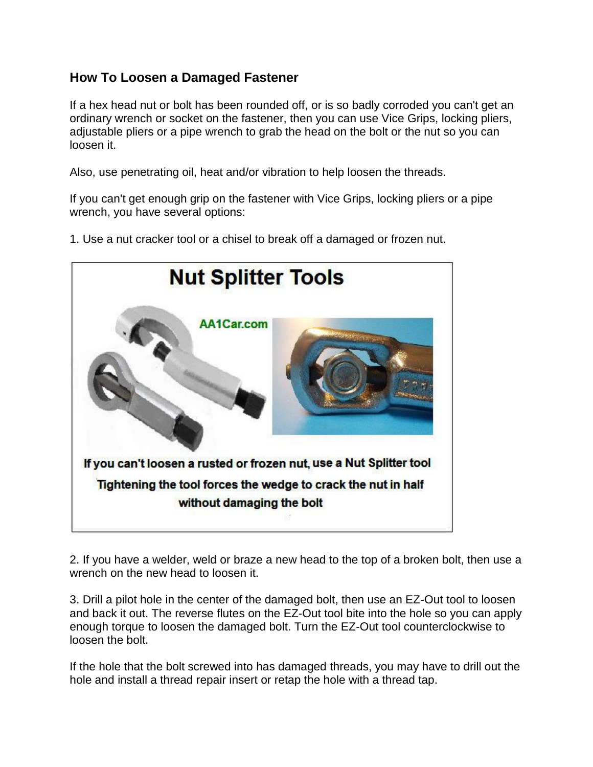## How To Loosen a Damaged Fastener

If a hex head nut or bolt has been rounded off, or is so badly corroded you can't get an ordinary wrench or socket on the fastener, then you can use Vice Grips, locking pliers, adjustable pliers or a pipe wrench to grab the head on the bolt or the nut so you can loosen it.

Also, use penetrating oil, heat and/or vibration to help loosen the threads.

If you can't get enough grip on the fastener with Vice Grips, locking pliers or a pipe wrench, you have several options:

1. Use a nut cracker tool or a chisel to break off a damaged or frozen nut.

2. If you have a welder, weld or braze a new head to the top of a broken bolt, then use a wrench on the new head to loosen it.

3. Drill a pilot hole in the center of the damaged bolt, then use an EZ-Out tool to loosen and back it out. The reverse flutes on the EZ-Out tool bite into the hole so you can apply enough torque to loosen the damaged bolt. Turn the EZ-Out tool counterclockwise to loosen the bolt.

If the hole that the bolt screwed into has damaged threads, you may have to drill out the hole and install a thread repair insert or retap the hole with a thread tap.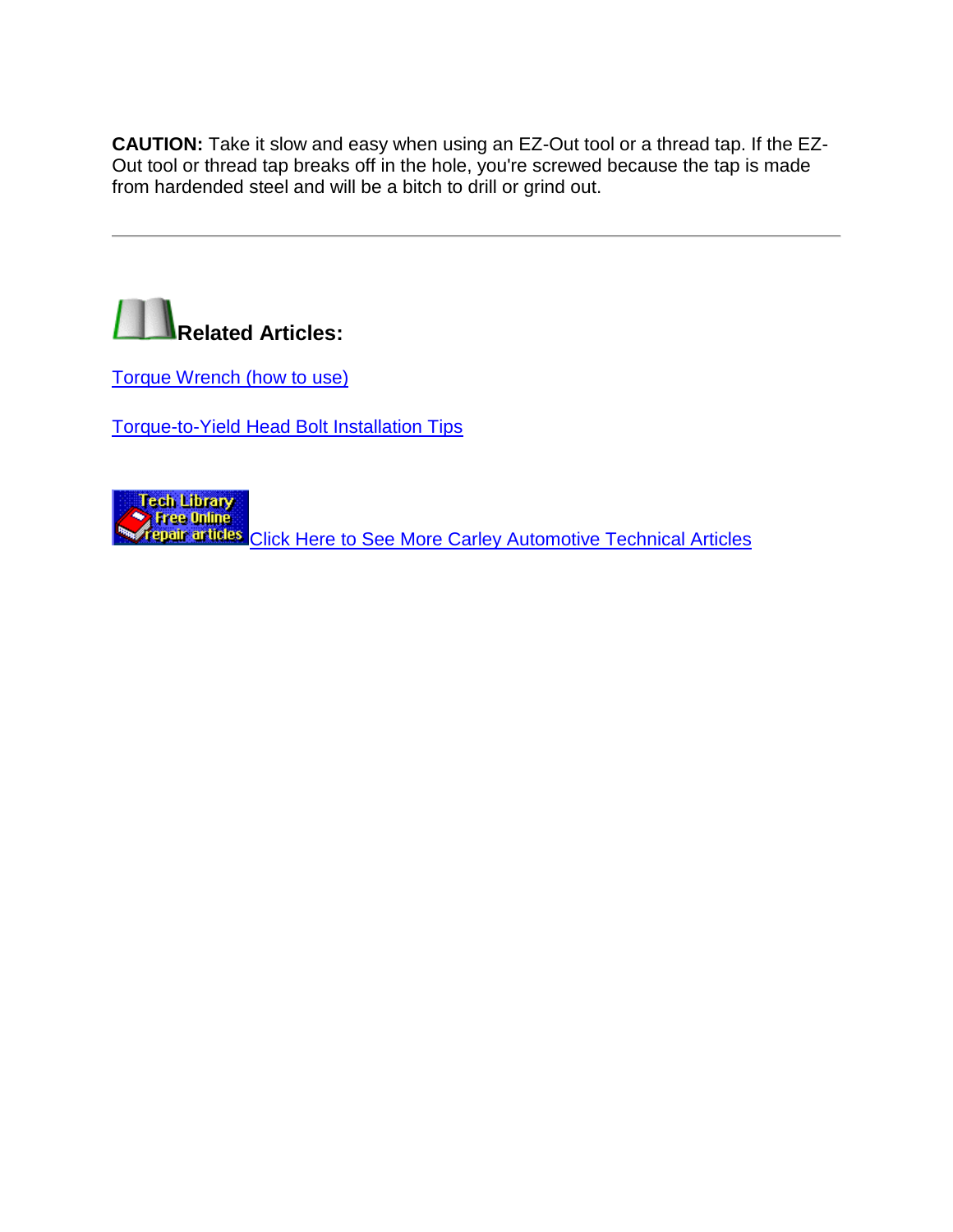**CAUTION:** Take it slow and easy when using an EZ-Out tool or a thread tap. If the EZ-Out tool or thread tap breaks off in the hole, you're screwed because the tap is made from hardended steel and will be a bitch to drill or grind out.

---

## Related Articles:

Torque Wrench (how to use)

Torque-to-Yield Head Bolt Installation Tips

Click Here to See More Carley Automotive Technical Articles